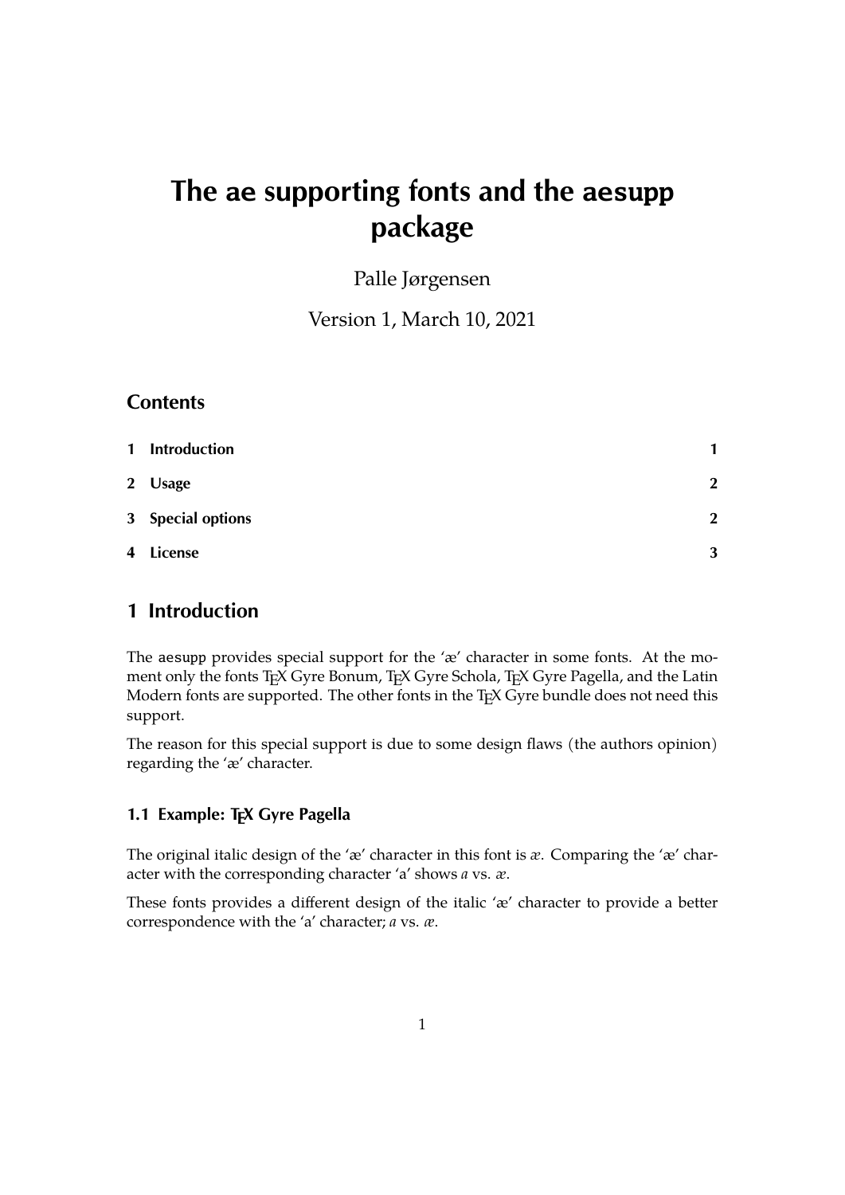# The ae supporting fonts and the aesupp package

Palle Jørgensen

Version 1, March 10, 2021

## Contents

| | | |
|---|---|---|
| **1** | **Introduction** | **1** |
| **2** | **Usage** | **2** |
| **3** | **Special options** | **2** |
| **4** | **License** | **3** |

## 1 Introduction

The aesupp provides special support for the 'æ' character in some fonts. At the moment only the fonts TEX Gyre Bonum, TEX Gyre Schola, TEX Gyre Pagella, and the Latin Modern fonts are supported. The other fonts in the TEX Gyre bundle does not need this support.

The reason for this special support is due to some design flaws (the authors opinion) regarding the 'æ' character.

### 1.1 Example: TEX Gyre Pagella

The original italic design of the 'æ' character in this font is *æ*. Comparing the 'æ' character with the corresponding character 'a' shows *a* vs. *æ*.

These fonts provides a different design of the italic 'æ' character to provide a better correspondence with the 'a' character; *a* vs. *æ*.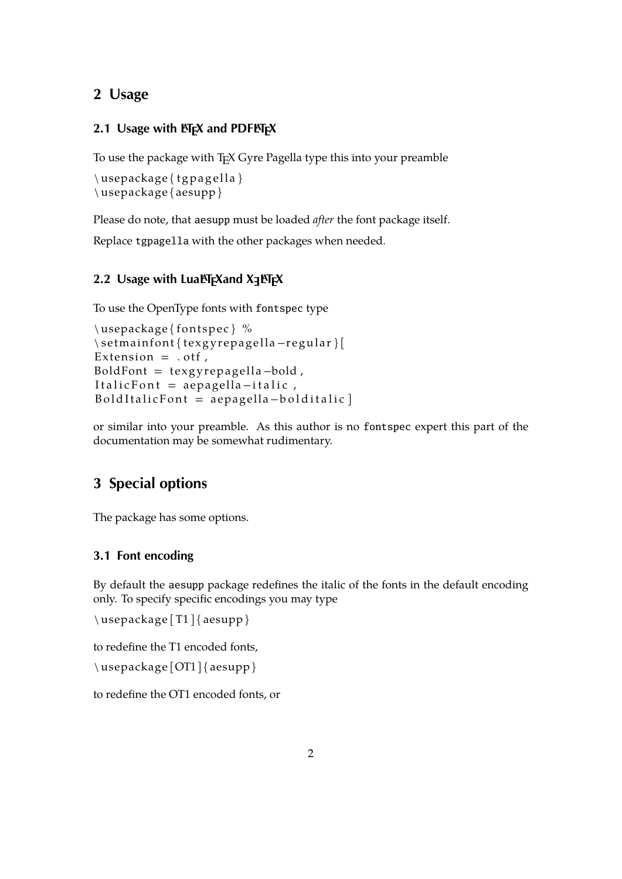## 2 Usage

### 2.1 Usage with LaTeX and PDFLaTeX

To use the package with TeX Gyre Pagella type this into your preamble

```
\usepackage{tgpagella}
\usepackage{aesupp}
```

Please do note, that aesupp must be loaded *after* the font package itself.

Replace tgpagella with the other packages when needed.

### 2.2 Usage with LuaLaTeXand XeLaTeX

To use the OpenType fonts with fontspec type

```
\usepackage{fontspec} %
\setmainfont{texgyrepagella-regular}[
Extension = .otf,
BoldFont = texgyrepagella-bold,
ItalicFont = aepagella-italic,
BoldItalicFont = aepagella-bolditalic]
```

or similar into your preamble. As this author is no fontspec expert this part of the documentation may be somewhat rudimentary.

## 3 Special options

The package has some options.

### 3.1 Font encoding

By default the aesupp package redefines the italic of the fonts in the default encoding only. To specify specific encodings you may type

```
\usepackage[T1]{aesupp}
```

to redefine the T1 encoded fonts,

```
\usepackage[OT1]{aesupp}
```

to redefine the OT1 encoded fonts, or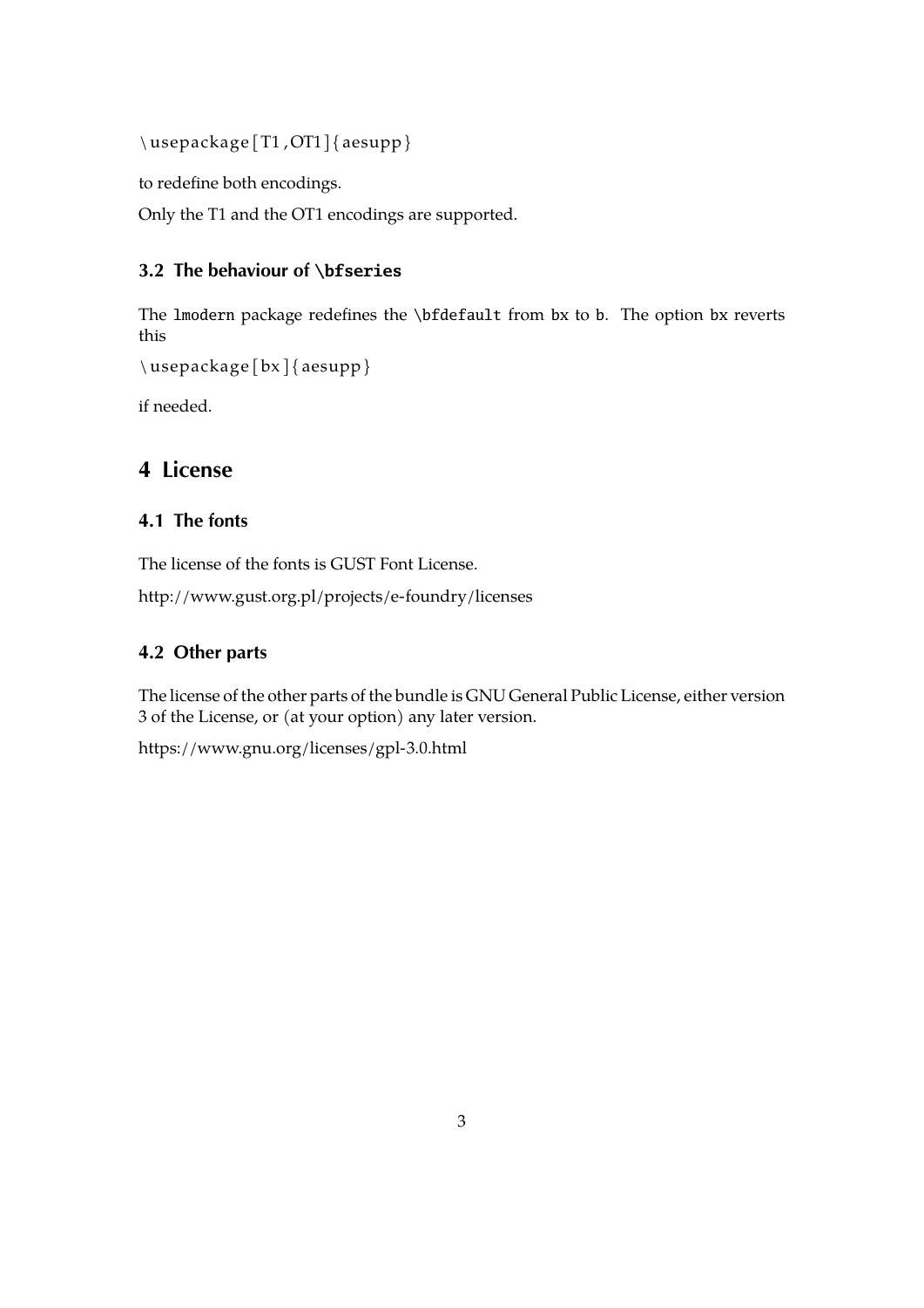```
\usepackage[T1,OT1]{aesupp}
```

to redefine both encodings.

Only the T1 and the OT1 encodings are supported.

### 3.2 The behaviour of `\bfseries`

The `lmodern` package redefines the `\bfdefault` from `bx` to `b`. The option `bx` reverts this

```
\usepackage[bx]{aesupp}
```

if needed.

## 4 License

### 4.1 The fonts

The license of the fonts is GUST Font License.

http://www.gust.org.pl/projects/e-foundry/licenses

### 4.2 Other parts

The license of the other parts of the bundle is GNU General Public License, either version 3 of the License, or (at your option) any later version.

https://www.gnu.org/licenses/gpl-3.0.html